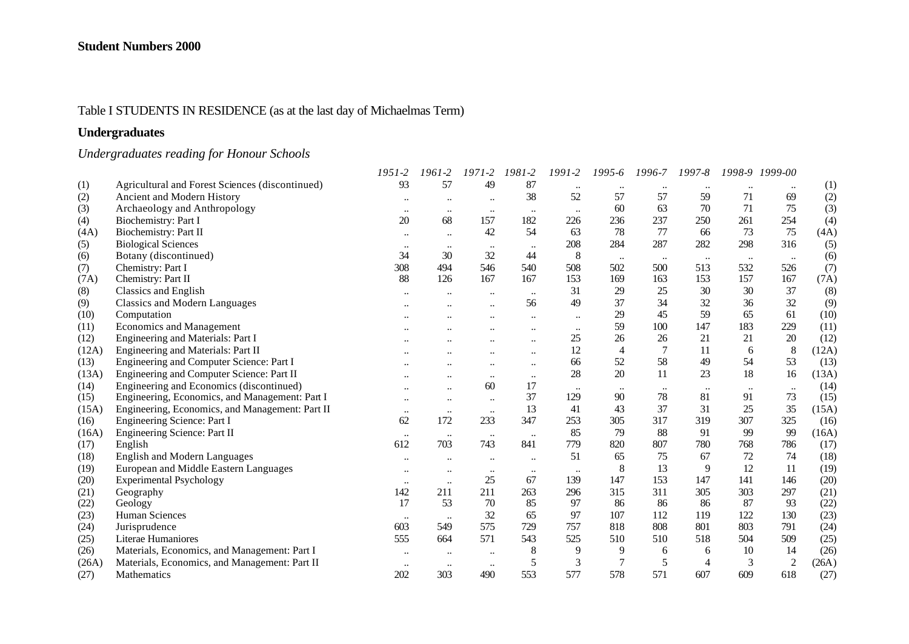**Student Numbers 2000**

Table I STUDENTS IN RESIDENCE (as at the last day of Michaelmas Term)

## Undergraduates

*Undergraduates reading for Honour Schools*

| | | *1951-2* | *1961-2* | *1971-2* | *1981-2* | *1991-2* | *1995-6* | *1996-7* | *1997-8* | *1998-9* | *1999-00* | |
|---|---|---|---|---|---|---|---|---|---|---|---|---|
| (1) | Agricultural and Forest Sciences (discontinued) | 93 | 57 | 49 | 87 | .. | .. | .. | .. | .. | .. | (1) |
| (2) | Ancient and Modern History | .. | .. | .. | 38 | 52 | 57 | 57 | 59 | 71 | 69 | (2) |
| (3) | Archaeology and Anthropology | .. | .. | .. | .. | .. | 60 | 63 | 70 | 71 | 75 | (3) |
| (4) | Biochemistry: Part I | 20 | 68 | 157 | 182 | 226 | 236 | 237 | 250 | 261 | 254 | (4) |
| (4A) | Biochemistry: Part II | .. | .. | 42 | 54 | 63 | 78 | 77 | 66 | 73 | 75 | (4A) |
| (5) | Biological Sciences | .. | .. | .. | .. | 208 | 284 | 287 | 282 | 298 | 316 | (5) |
| (6) | Botany (discontinued) | 34 | 30 | 32 | 44 | 8 | .. | .. | .. | .. | .. | (6) |
| (7) | Chemistry: Part I | 308 | 494 | 546 | 540 | 508 | 502 | 500 | 513 | 532 | 526 | (7) |
| (7A) | Chemistry: Part II | 88 | 126 | 167 | 167 | 153 | 169 | 163 | 153 | 157 | 167 | (7A) |
| (8) | Classics and English | .. | .. | .. | .. | 31 | 29 | 25 | 30 | 30 | 37 | (8) |
| (9) | Classics and Modern Languages | .. | .. | .. | 56 | 49 | 37 | 34 | 32 | 36 | 32 | (9) |
| (10) | Computation | .. | .. | .. | .. | .. | 29 | 45 | 59 | 65 | 61 | (10) |
| (11) | Economics and Management | .. | .. | .. | .. | .. | 59 | 100 | 147 | 183 | 229 | (11) |
| (12) | Engineering and Materials: Part I | .. | .. | .. | .. | 25 | 26 | 26 | 21 | 21 | 20 | (12) |
| (12A) | Engineering and Materials: Part II | .. | .. | .. | .. | 12 | 4 | 7 | 11 | 6 | 8 | (12A) |
| (13) | Engineering and Computer Science: Part I | .. | .. | .. | .. | 66 | 52 | 58 | 49 | 54 | 53 | (13) |
| (13A) | Engineering and Computer Science: Part II | .. | .. | .. | .. | 28 | 20 | 11 | 23 | 18 | 16 | (13A) |
| (14) | Engineering and Economics (discontinued) | .. | .. | 60 | 17 | .. | .. | .. | .. | .. | .. | (14) |
| (15) | Engineering, Economics, and Management: Part I | .. | .. | .. | 37 | 129 | 90 | 78 | 81 | 91 | 73 | (15) |
| (15A) | Engineering, Economics, and Management: Part II | .. | .. | .. | 13 | 41 | 43 | 37 | 31 | 25 | 35 | (15A) |
| (16) | Engineering Science: Part I | 62 | 172 | 233 | 347 | 253 | 305 | 317 | 319 | 307 | 325 | (16) |
| (16A) | Engineering Science: Part II | .. | .. | .. | .. | 85 | 79 | 88 | 91 | 99 | 99 | (16A) |
| (17) | English | 612 | 703 | 743 | 841 | 779 | 820 | 807 | 780 | 768 | 786 | (17) |
| (18) | English and Modern Languages | .. | .. | .. | .. | 51 | 65 | 75 | 67 | 72 | 74 | (18) |
| (19) | European and Middle Eastern Languages | .. | .. | .. | .. | .. | 8 | 13 | 9 | 12 | 11 | (19) |
| (20) | Experimental Psychology | .. | .. | 25 | 67 | 139 | 147 | 153 | 147 | 141 | 146 | (20) |
| (21) | Geography | 142 | 211 | 211 | 263 | 296 | 315 | 311 | 305 | 303 | 297 | (21) |
| (22) | Geology | 17 | 53 | 70 | 85 | 97 | 86 | 86 | 86 | 87 | 93 | (22) |
| (23) | Human Sciences | .. | .. | 32 | 65 | 97 | 107 | 112 | 119 | 122 | 130 | (23) |
| (24) | Jurisprudence | 603 | 549 | 575 | 729 | 757 | 818 | 808 | 801 | 803 | 791 | (24) |
| (25) | Literae Humaniores | 555 | 664 | 571 | 543 | 525 | 510 | 510 | 518 | 504 | 509 | (25) |
| (26) | Materials, Economics, and Management: Part I | .. | .. | .. | 8 | 9 | 9 | 6 | 6 | 10 | 14 | (26) |
| (26A) | Materials, Economics, and Management: Part II | .. | .. | .. | 5 | 3 | 7 | 5 | 4 | 3 | 2 | (26A) |
| (27) | Mathematics | 202 | 303 | 490 | 553 | 577 | 578 | 571 | 607 | 609 | 618 | (27) |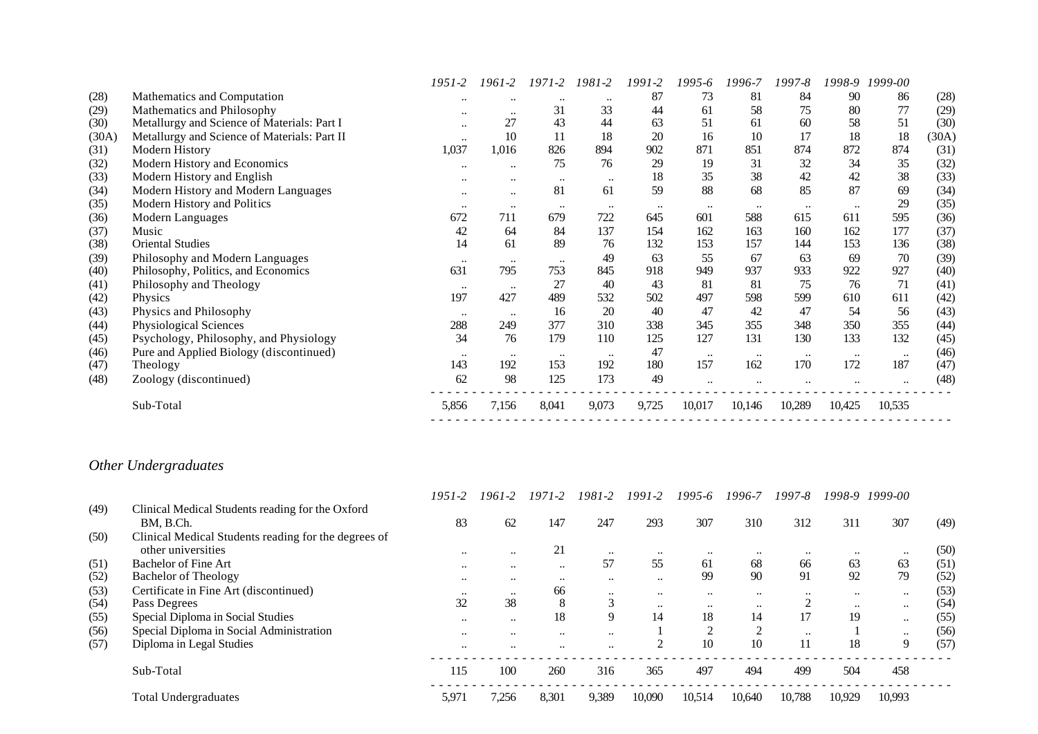| | | 1951-2 | 1961-2 | 1971-2 | 1981-2 | 1991-2 | 1995-6 | 1996-7 | 1997-8 | 1998-9 | 1999-00 | |
|---|---|---|---|---|---|---|---|---|---|---|---|---|
| (28) | Mathematics and Computation | .. | .. | .. | .. | 87 | 73 | 81 | 84 | 90 | 86 | (28) |
| (29) | Mathematics and Philosophy | .. | .. | 31 | 33 | 44 | 61 | 58 | 75 | 80 | 77 | (29) |
| (30) | Metallurgy and Science of Materials: Part I | .. | 27 | 43 | 44 | 63 | 51 | 61 | 60 | 58 | 51 | (30) |
| (30A) | Metallurgy and Science of Materials: Part II | .. | 10 | 11 | 18 | 20 | 16 | 10 | 17 | 18 | 18 | (30A) |
| (31) | Modern History | 1,037 | 1,016 | 826 | 894 | 902 | 871 | 851 | 874 | 872 | 874 | (31) |
| (32) | Modern History and Economics | .. | .. | 75 | 76 | 29 | 19 | 31 | 32 | 34 | 35 | (32) |
| (33) | Modern History and English | .. | .. | .. | .. | 18 | 35 | 38 | 42 | 42 | 38 | (33) |
| (34) | Modern History and Modern Languages | .. | .. | 81 | 61 | 59 | 88 | 68 | 85 | 87 | 69 | (34) |
| (35) | Modern History and Politics | .. | .. | .. | .. | .. | .. | .. | .. | .. | 29 | (35) |
| (36) | Modern Languages | 672 | 711 | 679 | 722 | 645 | 601 | 588 | 615 | 611 | 595 | (36) |
| (37) | Music | 42 | 64 | 84 | 137 | 154 | 162 | 163 | 160 | 162 | 177 | (37) |
| (38) | Oriental Studies | 14 | 61 | 89 | 76 | 132 | 153 | 157 | 144 | 153 | 136 | (38) |
| (39) | Philosophy and Modern Languages | .. | .. | .. | 49 | 63 | 55 | 67 | 63 | 69 | 70 | (39) |
| (40) | Philosophy, Politics, and Economics | 631 | 795 | 753 | 845 | 918 | 949 | 937 | 933 | 922 | 927 | (40) |
| (41) | Philosophy and Theology | .. | .. | 27 | 40 | 43 | 81 | 81 | 75 | 76 | 71 | (41) |
| (42) | Physics | 197 | 427 | 489 | 532 | 502 | 497 | 598 | 599 | 610 | 611 | (42) |
| (43) | Physics and Philosophy | .. | .. | 16 | 20 | 40 | 47 | 42 | 47 | 54 | 56 | (43) |
| (44) | Physiological Sciences | 288 | 249 | 377 | 310 | 338 | 345 | 355 | 348 | 350 | 355 | (44) |
| (45) | Psychology, Philosophy, and Physiology | 34 | 76 | 179 | 110 | 125 | 127 | 131 | 130 | 133 | 132 | (45) |
| (46) | Pure and Applied Biology (discontinued) | .. | .. | .. | .. | 47 | .. | .. | .. | .. | .. | (46) |
| (47) | Theology | 143 | 192 | 153 | 192 | 180 | 157 | 162 | 170 | 172 | 187 | (47) |
| (48) | Zoology (discontinued) | 62 | 98 | 125 | 173 | 49 | .. | .. | .. | .. | .. | (48) |
| | Sub-Total | 5,856 | 7,156 | 8,041 | 9,073 | 9,725 | 10,017 | 10,146 | 10,289 | 10,425 | 10,535 | |

## *Other Undergraduates*

| | | 1951-2 | 1961-2 | 1971-2 | 1981-2 | 1991-2 | 1995-6 | 1996-7 | 1997-8 | 1998-9 | 1999-00 | |
|---|---|---|---|---|---|---|---|---|---|---|---|---|
| (49) | Clinical Medical Students reading for the Oxford BM, B.Ch. | 83 | 62 | 147 | 247 | 293 | 307 | 310 | 312 | 311 | 307 | (49) |
| (50) | Clinical Medical Students reading for the degrees of other universities | .. | .. | 21 | .. | .. | .. | .. | .. | .. | .. | (50) |
| (51) | Bachelor of Fine Art | .. | .. | .. | 57 | 55 | 61 | 68 | 66 | 63 | 63 | (51) |
| (52) | Bachelor of Theology | .. | .. | .. | .. | .. | 99 | 90 | 91 | 92 | 79 | (52) |
| (53) | Certificate in Fine Art (discontinued) | .. | .. | 66 | .. | .. | .. | .. | .. | .. | .. | (53) |
| (54) | Pass Degrees | 32 | 38 | 8 | 3 | .. | .. | .. | 2 | .. | .. | (54) |
| (55) | Special Diploma in Social Studies | .. | .. | 18 | 9 | 14 | 18 | 14 | 17 | 19 | .. | (55) |
| (56) | Special Diploma in Social Administration | .. | .. | .. | .. | 1 | 2 | 2 | .. | 1 | .. | (56) |
| (57) | Diploma in Legal Studies | .. | .. | .. | .. | 2 | 10 | 10 | 11 | 18 | 9 | (57) |
| | Sub-Total | 115 | 100 | 260 | 316 | 365 | 497 | 494 | 499 | 504 | 458 | |
| | Total Undergraduates | 5,971 | 7,256 | 8,301 | 9,389 | 10,090 | 10,514 | 10,640 | 10,788 | 10,929 | 10,993 | |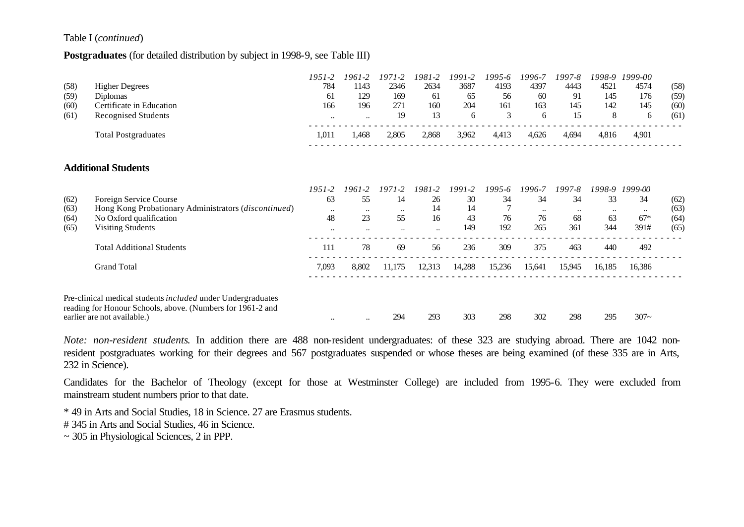Table I (*continued*)

**Postgraduates** (for detailed distribution by subject in 1998-9, see Table III)

| | | *1951-2* | *1961-2* | *1971-2* | *1981-2* | *1991-2* | *1995-6* | *1996-7* | *1997-8* | *1998-9* | *1999-00* | |
|---|---|---|---|---|---|---|---|---|---|---|---|---|
| (58) | Higher Degrees | 784 | 1143 | 2346 | 2634 | 3687 | 4193 | 4397 | 4443 | 4521 | 4574 | (58) |
| (59) | Diplomas | 61 | 129 | 169 | 61 | 65 | 56 | 60 | 91 | 145 | 176 | (59) |
| (60) | Certificate in Education | 166 | 196 | 271 | 160 | 204 | 161 | 163 | 145 | 142 | 145 | (60) |
| (61) | Recognised Students | .. | .. | 19 | 13 | 6 | 3 | 6 | 15 | 8 | 6 | (61) |
| | Total Postgraduates | 1,011 | 1,468 | 2,805 | 2,868 | 3,962 | 4,413 | 4,626 | 4,694 | 4,816 | 4,901 | |

**Additional Students**

| | | *1951-2* | *1961-2* | *1971-2* | *1981-2* | *1991-2* | *1995-6* | *1996-7* | *1997-8* | *1998-9* | *1999-00* | |
|---|---|---|---|---|---|---|---|---|---|---|---|---|
| (62) | Foreign Service Course | 63 | 55 | 14 | 26 | 30 | 34 | 34 | 34 | 33 | 34 | (62) |
| (63) | Hong Kong Probationary Administrators (*discontinued*) | .. | .. | .. | 14 | 14 | 7 | .. | .. | .. | .. | (63) |
| (64) | No Oxford qualification | 48 | 23 | 55 | 16 | 43 | 76 | 76 | 68 | 63 | 67* | (64) |
| (65) | Visiting Students | .. | .. | .. | .. | 149 | 192 | 265 | 361 | 344 | 391# | (65) |
| | Total Additional Students | 111 | 78 | 69 | 56 | 236 | 309 | 375 | 463 | 440 | 492 | |
| | Grand Total | 7,093 | 8,802 | 11,175 | 12,313 | 14,288 | 15,236 | 15,641 | 15,945 | 16,185 | 16,386 | |
| | Pre-clinical medical students *included* under Undergraduates reading for Honour Schools, above. (Numbers for 1961-2 and earlier are not available.) | .. | .. | 294 | 293 | 303 | 298 | 302 | 298 | 295 | 307~ | |

*Note: non-resident students*. In addition there are 488 non-resident undergraduates: of these 323 are studying abroad. There are 1042 non-resident postgraduates working for their degrees and 567 postgraduates suspended or whose theses are being examined (of these 335 are in Arts, 232 in Science).

Candidates for the Bachelor of Theology (except for those at Westminster College) are included from 1995-6. They were excluded from mainstream student numbers prior to that date.

\* 49 in Arts and Social Studies, 18 in Science. 27 are Erasmus students.

\# 345 in Arts and Social Studies, 46 in Science.

~ 305 in Physiological Sciences, 2 in PPP.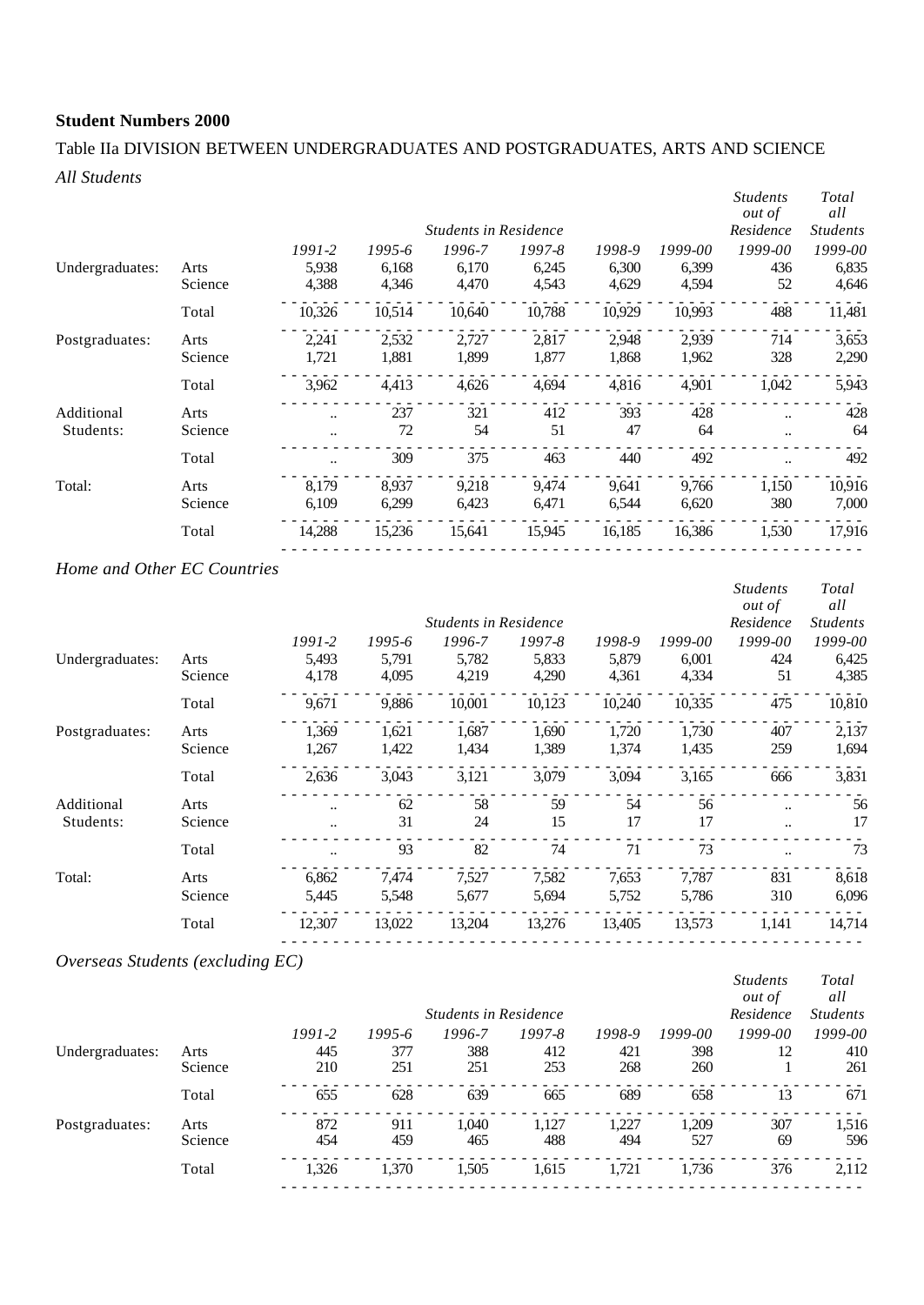**Student Numbers 2000**

Table IIa DIVISION BETWEEN UNDERGRADUATES AND POSTGRADUATES, ARTS AND SCIENCE

*All Students*

| | | *Students in Residence* | | | | | | *Students out of Residence* | *Total all Students* |
|---|---|---|---|---|---|---|---|---|---|
| | | *1991-2* | *1995-6* | *1996-7* | *1997-8* | *1998-9* | *1999-00* | *1999-00* | *1999-00* |
| Undergraduates: | Arts | 5,938 | 6,168 | 6,170 | 6,245 | 6,300 | 6,399 | 436 | 6,835 |
| | Science | 4,388 | 4,346 | 4,470 | 4,543 | 4,629 | 4,594 | 52 | 4,646 |
| | Total | 10,326 | 10,514 | 10,640 | 10,788 | 10,929 | 10,993 | 488 | 11,481 |
| Postgraduates: | Arts | 2,241 | 2,532 | 2,727 | 2,817 | 2,948 | 2,939 | 714 | 3,653 |
| | Science | 1,721 | 1,881 | 1,899 | 1,877 | 1,868 | 1,962 | 328 | 2,290 |
| | Total | 3,962 | 4,413 | 4,626 | 4,694 | 4,816 | 4,901 | 1,042 | 5,943 |
| Additional Students: | Arts | .. | 237 | 321 | 412 | 393 | 428 | .. | 428 |
| | Science | .. | 72 | 54 | 51 | 47 | 64 | .. | 64 |
| | Total | .. | 309 | 375 | 463 | 440 | 492 | .. | 492 |
| Total: | Arts | 8,179 | 8,937 | 9,218 | 9,474 | 9,641 | 9,766 | 1,150 | 10,916 |
| | Science | 6,109 | 6,299 | 6,423 | 6,471 | 6,544 | 6,620 | 380 | 7,000 |
| | Total | 14,288 | 15,236 | 15,641 | 15,945 | 16,185 | 16,386 | 1,530 | 17,916 |

*Home and Other EC Countries*

| | | *Students in Residence* | | | | | | *Students out of Residence* | *Total all Students* |
|---|---|---|---|---|---|---|---|---|---|
| | | *1991-2* | *1995-6* | *1996-7* | *1997-8* | *1998-9* | *1999-00* | *1999-00* | *1999-00* |
| Undergraduates: | Arts | 5,493 | 5,791 | 5,782 | 5,833 | 5,879 | 6,001 | 424 | 6,425 |
| | Science | 4,178 | 4,095 | 4,219 | 4,290 | 4,361 | 4,334 | 51 | 4,385 |
| | Total | 9,671 | 9,886 | 10,001 | 10,123 | 10,240 | 10,335 | 475 | 10,810 |
| Postgraduates: | Arts | 1,369 | 1,621 | 1,687 | 1,690 | 1,720 | 1,730 | 407 | 2,137 |
| | Science | 1,267 | 1,422 | 1,434 | 1,389 | 1,374 | 1,435 | 259 | 1,694 |
| | Total | 2,636 | 3,043 | 3,121 | 3,079 | 3,094 | 3,165 | 666 | 3,831 |
| Additional Students: | Arts | .. | 62 | 58 | 59 | 54 | 56 | .. | 56 |
| | Science | .. | 31 | 24 | 15 | 17 | 17 | .. | 17 |
| | Total | .. | 93 | 82 | 74 | 71 | 73 | .. | 73 |
| Total: | Arts | 6,862 | 7,474 | 7,527 | 7,582 | 7,653 | 7,787 | 831 | 8,618 |
| | Science | 5,445 | 5,548 | 5,677 | 5,694 | 5,752 | 5,786 | 310 | 6,096 |
| | Total | 12,307 | 13,022 | 13,204 | 13,276 | 13,405 | 13,573 | 1,141 | 14,714 |

*Overseas Students (excluding EC)*

| | | *Students in Residence* | | | | | | *Students out of Residence* | *Total all Students* |
|---|---|---|---|---|---|---|---|---|---|
| | | *1991-2* | *1995-6* | *1996-7* | *1997-8* | *1998-9* | *1999-00* | *1999-00* | *1999-00* |
| Undergraduates: | Arts | 445 | 377 | 388 | 412 | 421 | 398 | 12 | 410 |
| | Science | 210 | 251 | 251 | 253 | 268 | 260 | 1 | 261 |
| | Total | 655 | 628 | 639 | 665 | 689 | 658 | 13 | 671 |
| Postgraduates: | Arts | 872 | 911 | 1,040 | 1,127 | 1,227 | 1,209 | 307 | 1,516 |
| | Science | 454 | 459 | 465 | 488 | 494 | 527 | 69 | 596 |
| | Total | 1,326 | 1,370 | 1,505 | 1,615 | 1,721 | 1,736 | 376 | 2,112 |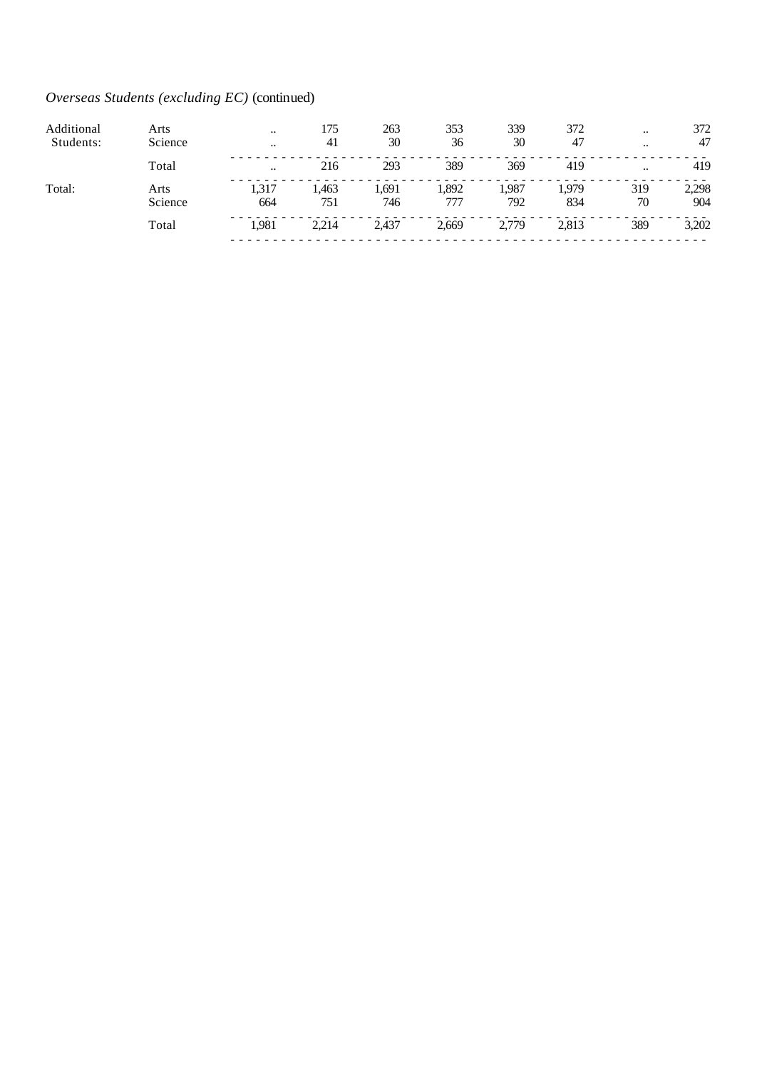*Overseas Students (excluding EC)* (continued)

| | | | | | | | | | |
|---|---|---|---|---|---|---|---|---|---|
| Additional Students: | Arts | .. | 175 | 263 | 353 | 339 | 372 | .. | 372 |
| | Science | .. | 41 | 30 | 36 | 30 | 47 | .. | 47 |
| | Total | .. | 216 | 293 | 389 | 369 | 419 | .. | 419 |
| Total: | Arts | 1,317 | 1,463 | 1,691 | 1,892 | 1,987 | 1,979 | 319 | 2,298 |
| | Science | 664 | 751 | 746 | 777 | 792 | 834 | 70 | 904 |
| | Total | 1,981 | 2,214 | 2,437 | 2,669 | 2,779 | 2,813 | 389 | 3,202 |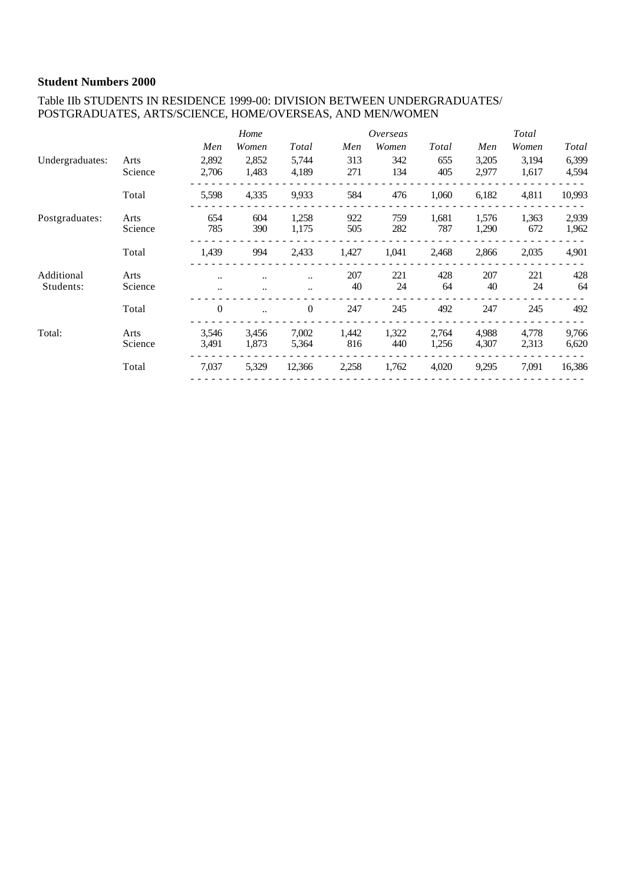**Student Numbers 2000**

Table IIb STUDENTS IN RESIDENCE 1999-00: DIVISION BETWEEN UNDERGRADUATES/ POSTGRADUATES, ARTS/SCIENCE, HOME/OVERSEAS, AND MEN/WOMEN

| | | *Home* | | | *Overseas* | | | *Total* | | |
|---|---|---|---|---|---|---|---|---|---|---|
| | | *Men* | *Women* | *Total* | *Men* | *Women* | *Total* | *Men* | *Women* | *Total* |
| Undergraduates: | Arts | 2,892 | 2,852 | 5,744 | 313 | 342 | 655 | 3,205 | 3,194 | 6,399 |
| | Science | 2,706 | 1,483 | 4,189 | 271 | 134 | 405 | 2,977 | 1,617 | 4,594 |
| | Total | 5,598 | 4,335 | 9,933 | 584 | 476 | 1,060 | 6,182 | 4,811 | 10,993 |
| Postgraduates: | Arts | 654 | 604 | 1,258 | 922 | 759 | 1,681 | 1,576 | 1,363 | 2,939 |
| | Science | 785 | 390 | 1,175 | 505 | 282 | 787 | 1,290 | 672 | 1,962 |
| | Total | 1,439 | 994 | 2,433 | 1,427 | 1,041 | 2,468 | 2,866 | 2,035 | 4,901 |
| Additional Students: | Arts | .. | .. | .. | 207 | 221 | 428 | 207 | 221 | 428 |
| | Science | .. | .. | .. | 40 | 24 | 64 | 40 | 24 | 64 |
| | Total | 0 | .. | 0 | 247 | 245 | 492 | 247 | 245 | 492 |
| Total: | Arts | 3,546 | 3,456 | 7,002 | 1,442 | 1,322 | 2,764 | 4,988 | 4,778 | 9,766 |
| | Science | 3,491 | 1,873 | 5,364 | 816 | 440 | 1,256 | 4,307 | 2,313 | 6,620 |
| | Total | 7,037 | 5,329 | 12,366 | 2,258 | 1,762 | 4,020 | 9,295 | 7,091 | 16,386 |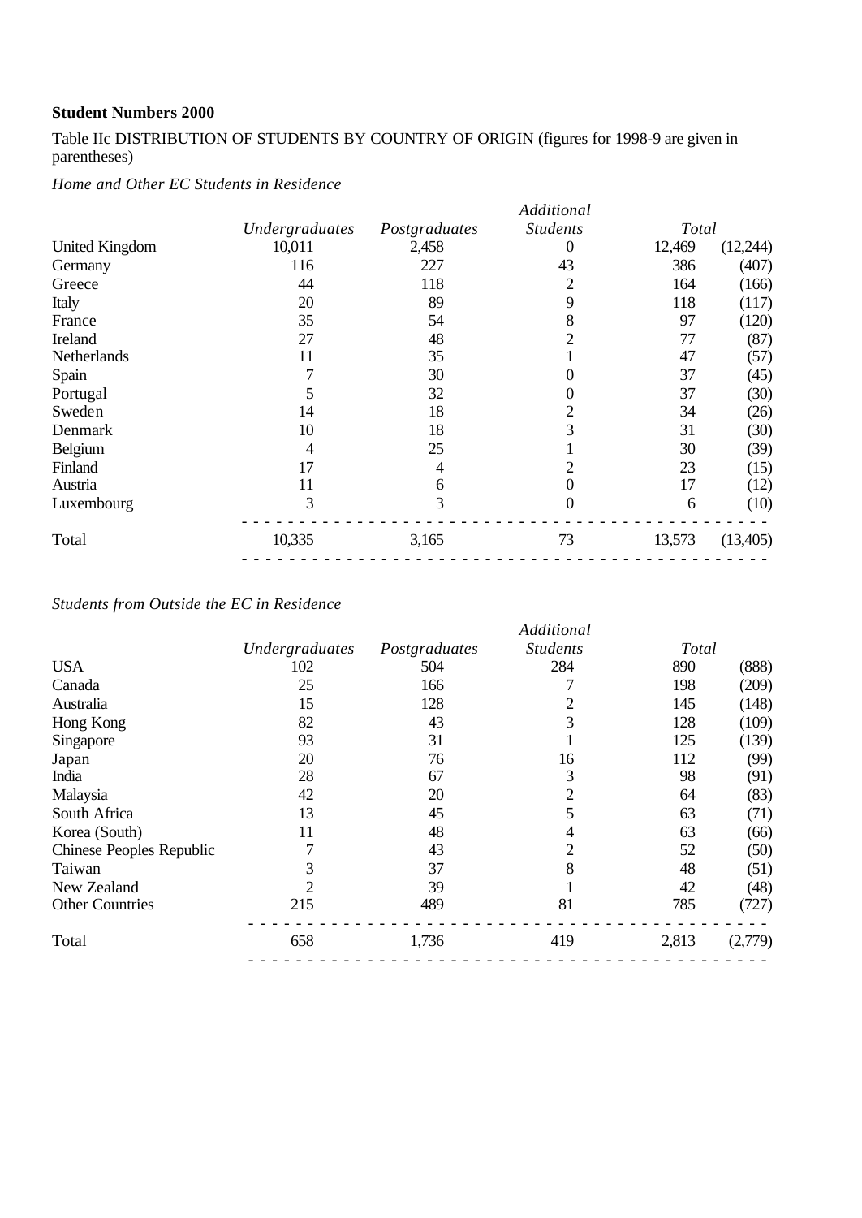**Student Numbers 2000**

Table IIc DISTRIBUTION OF STUDENTS BY COUNTRY OF ORIGIN (figures for 1998-9 are given in parentheses)

*Home and Other EC Students in Residence*

| | *Undergraduates* | *Postgraduates* | *Additional Students* | *Total* | |
|---|---|---|---|---|---|
| United Kingdom | 10,011 | 2,458 | 0 | 12,469 | (12,244) |
| Germany | 116 | 227 | 43 | 386 | (407) |
| Greece | 44 | 118 | 2 | 164 | (166) |
| Italy | 20 | 89 | 9 | 118 | (117) |
| France | 35 | 54 | 8 | 97 | (120) |
| Ireland | 27 | 48 | 2 | 77 | (87) |
| Netherlands | 11 | 35 | 1 | 47 | (57) |
| Spain | 7 | 30 | 0 | 37 | (45) |
| Portugal | 5 | 32 | 0 | 37 | (30) |
| Sweden | 14 | 18 | 2 | 34 | (26) |
| Denmark | 10 | 18 | 3 | 31 | (30) |
| Belgium | 4 | 25 | 1 | 30 | (39) |
| Finland | 17 | 4 | 2 | 23 | (15) |
| Austria | 11 | 6 | 0 | 17 | (12) |
| Luxembourg | 3 | 3 | 0 | 6 | (10) |
| Total | 10,335 | 3,165 | 73 | 13,573 | (13,405) |

*Students from Outside the EC in Residence*

| | *Undergraduates* | *Postgraduates* | *Additional Students* | *Total* | |
|---|---|---|---|---|---|
| USA | 102 | 504 | 284 | 890 | (888) |
| Canada | 25 | 166 | 7 | 198 | (209) |
| Australia | 15 | 128 | 2 | 145 | (148) |
| Hong Kong | 82 | 43 | 3 | 128 | (109) |
| Singapore | 93 | 31 | 1 | 125 | (139) |
| Japan | 20 | 76 | 16 | 112 | (99) |
| India | 28 | 67 | 3 | 98 | (91) |
| Malaysia | 42 | 20 | 2 | 64 | (83) |
| South Africa | 13 | 45 | 5 | 63 | (71) |
| Korea (South) | 11 | 48 | 4 | 63 | (66) |
| Chinese Peoples Republic | 7 | 43 | 2 | 52 | (50) |
| Taiwan | 3 | 37 | 8 | 48 | (51) |
| New Zealand | 2 | 39 | 1 | 42 | (48) |
| Other Countries | 215 | 489 | 81 | 785 | (727) |
| Total | 658 | 1,736 | 419 | 2,813 | (2,779) |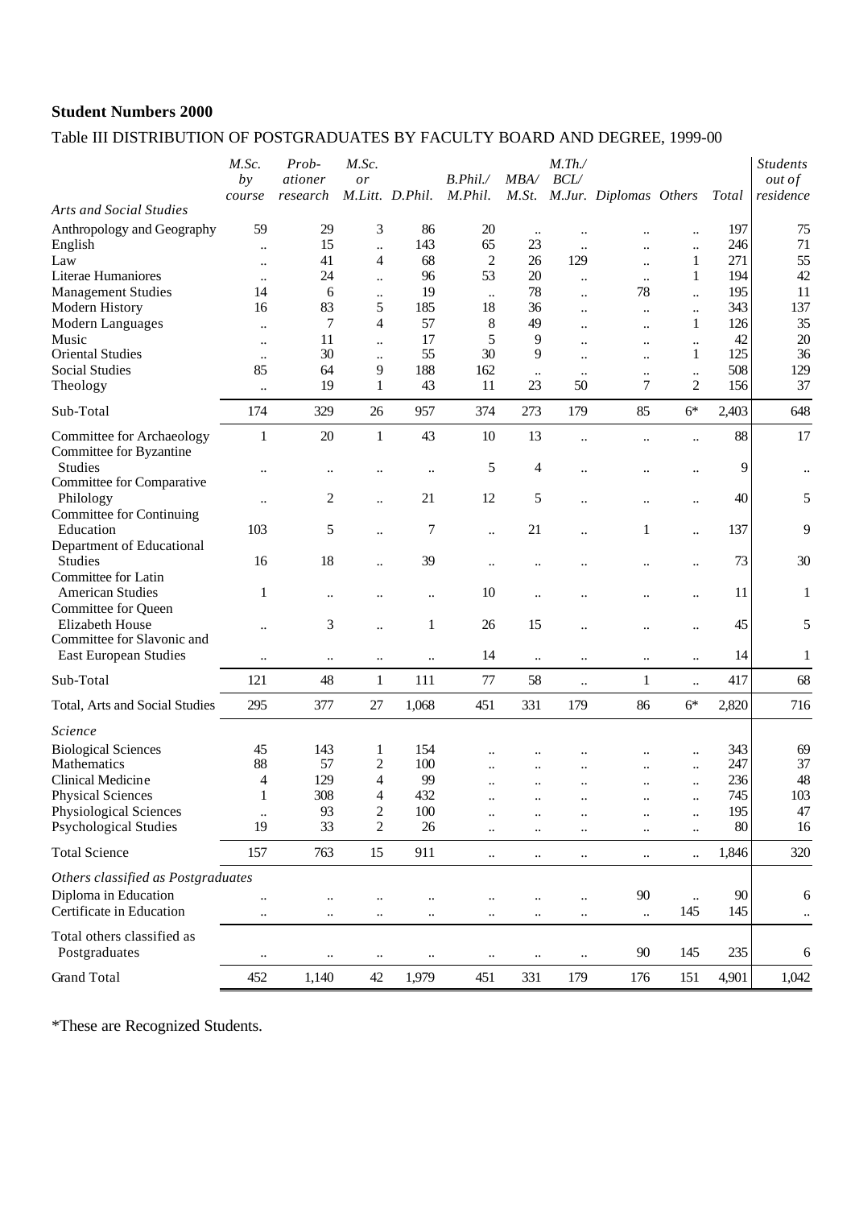**Student Numbers 2000**

Table III DISTRIBUTION OF POSTGRADUATES BY FACULTY BOARD AND DEGREE, 1999-00

| | *M.Sc. by course* | *Prob-ationer research* | *M.Sc. or M.Litt.* | *D.Phil.* | *B.Phil./ M.Phil.* | *MBA/ M.St.* | *M.Th./ BCL/ M.Jur.* | *Diplomas* | *Others* | *Total* | *Students out of residence* |
|---|---|---|---|---|---|---|---|---|---|---|---|
| *Arts and Social Studies* | | | | | | | | | | | |
| Anthropology and Geography | 59 | 29 | 3 | 86 | 20 | .. | .. | .. | .. | 197 | 75 |
| English | .. | 15 | .. | 143 | 65 | 23 | .. | .. | .. | 246 | 71 |
| Law | .. | 41 | 4 | 68 | 2 | 26 | 129 | .. | 1 | 271 | 55 |
| Literae Humaniores | .. | 24 | .. | 96 | 53 | 20 | .. | .. | 1 | 194 | 42 |
| Management Studies | 14 | 6 | .. | 19 | .. | 78 | .. | 78 | .. | 195 | 11 |
| Modern History | 16 | 83 | 5 | 185 | 18 | 36 | .. | .. | .. | 343 | 137 |
| Modern Languages | .. | 7 | 4 | 57 | 8 | 49 | .. | .. | 1 | 126 | 35 |
| Music | .. | 11 | .. | 17 | 5 | 9 | .. | .. | .. | 42 | 20 |
| Oriental Studies | .. | 30 | .. | 55 | 30 | 9 | .. | .. | 1 | 125 | 36 |
| Social Studies | 85 | 64 | 9 | 188 | 162 | .. | .. | .. | .. | 508 | 129 |
| Theology | .. | 19 | 1 | 43 | 11 | 23 | 50 | 7 | 2 | 156 | 37 |
| Sub-Total | 174 | 329 | 26 | 957 | 374 | 273 | 179 | 85 | 6* | 2,403 | 648 |
| Committee for Archaeology | 1 | 20 | 1 | 43 | 10 | 13 | .. | .. | .. | 88 | 17 |
| Committee for Byzantine Studies | .. | .. | .. | .. | 5 | 4 | .. | .. | .. | 9 | .. |
| Committee for Comparative Philology | .. | 2 | .. | 21 | 12 | 5 | .. | .. | .. | 40 | 5 |
| Committee for Continuing Education | 103 | 5 | .. | 7 | .. | 21 | .. | 1 | .. | 137 | 9 |
| Department of Educational Studies | 16 | 18 | .. | 39 | .. | .. | .. | .. | .. | 73 | 30 |
| Committee for Latin American Studies | 1 | .. | .. | .. | 10 | .. | .. | .. | .. | 11 | 1 |
| Committee for Queen Elizabeth House | .. | 3 | .. | 1 | 26 | 15 | .. | .. | .. | 45 | 5 |
| Committee for Slavonic and East European Studies | .. | .. | .. | .. | 14 | .. | .. | .. | .. | 14 | 1 |
| Sub-Total | 121 | 48 | 1 | 111 | 77 | 58 | .. | 1 | .. | 417 | 68 |
| Total, Arts and Social Studies | 295 | 377 | 27 | 1,068 | 451 | 331 | 179 | 86 | 6* | 2,820 | 716 |
| *Science* | | | | | | | | | | | |
| Biological Sciences | 45 | 143 | 1 | 154 | .. | .. | .. | .. | .. | 343 | 69 |
| Mathematics | 88 | 57 | 2 | 100 | .. | .. | .. | .. | .. | 247 | 37 |
| Clinical Medicine | 4 | 129 | 4 | 99 | .. | .. | .. | .. | .. | 236 | 48 |
| Physical Sciences | 1 | 308 | 4 | 432 | .. | .. | .. | .. | .. | 745 | 103 |
| Physiological Sciences | .. | 93 | 2 | 100 | .. | .. | .. | .. | .. | 195 | 47 |
| Psychological Studies | 19 | 33 | 2 | 26 | .. | .. | .. | .. | .. | 80 | 16 |
| Total Science | 157 | 763 | 15 | 911 | .. | .. | .. | .. | .. | 1,846 | 320 |
| *Others classified as Postgraduates* | | | | | | | | | | | |
| Diploma in Education | .. | .. | .. | .. | .. | .. | .. | 90 | .. | 90 | 6 |
| Certificate in Education | .. | .. | .. | .. | .. | .. | .. | .. | 145 | 145 | .. |
| Total others classified as Postgraduates | .. | .. | .. | .. | .. | .. | .. | 90 | 145 | 235 | 6 |
| Grand Total | 452 | 1,140 | 42 | 1,979 | 451 | 331 | 179 | 176 | 151 | 4,901 | 1,042 |

*These are Recognized Students.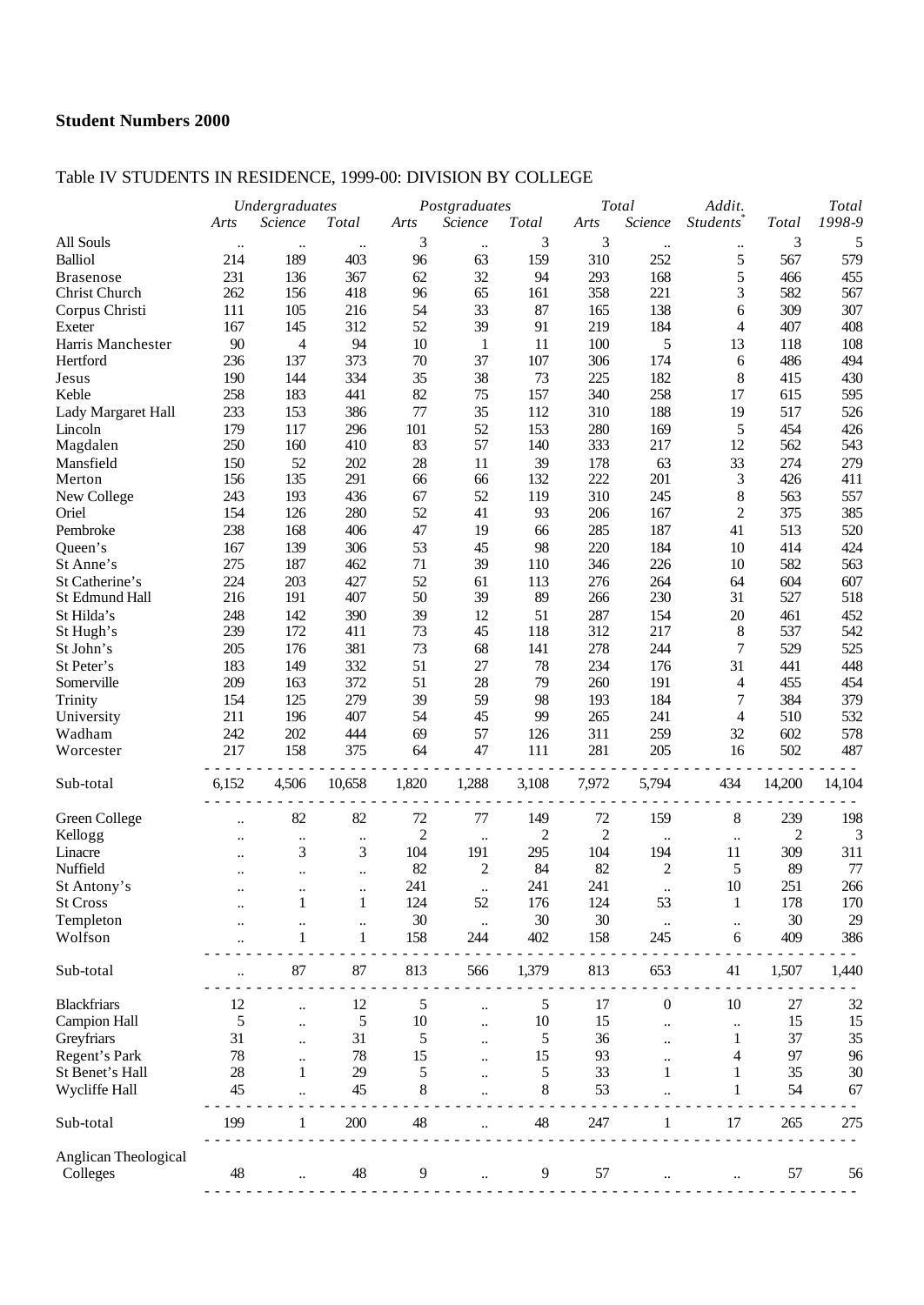**Student Numbers 2000**

Table IV STUDENTS IN RESIDENCE, 1999-00: DIVISION BY COLLEGE

| | *Undergraduates* | | | *Postgraduates* | | | *Total* | | *Addit.* | | *Total* |
|---|---|---|---|---|---|---|---|---|---|---|---|
| | *Arts* | *Science* | *Total* | *Arts* | *Science* | *Total* | *Arts* | *Science* | *Students\** | *Total* | *1998-9* |
| All Souls | .. | .. | .. | 3 | .. | 3 | 3 | .. | .. | 3 | 5 |
| Balliol | 214 | 189 | 403 | 96 | 63 | 159 | 310 | 252 | 5 | 567 | 579 |
| Brasenose | 231 | 136 | 367 | 62 | 32 | 94 | 293 | 168 | 5 | 466 | 455 |
| Christ Church | 262 | 156 | 418 | 96 | 65 | 161 | 358 | 221 | 3 | 582 | 567 |
| Corpus Christi | 111 | 105 | 216 | 54 | 33 | 87 | 165 | 138 | 6 | 309 | 307 |
| Exeter | 167 | 145 | 312 | 52 | 39 | 91 | 219 | 184 | 4 | 407 | 408 |
| Harris Manchester | 90 | 4 | 94 | 10 | 1 | 11 | 100 | 5 | 13 | 118 | 108 |
| Hertford | 236 | 137 | 373 | 70 | 37 | 107 | 306 | 174 | 6 | 486 | 494 |
| Jesus | 190 | 144 | 334 | 35 | 38 | 73 | 225 | 182 | 8 | 415 | 430 |
| Keble | 258 | 183 | 441 | 82 | 75 | 157 | 340 | 258 | 17 | 615 | 595 |
| Lady Margaret Hall | 233 | 153 | 386 | 77 | 35 | 112 | 310 | 188 | 19 | 517 | 526 |
| Lincoln | 179 | 117 | 296 | 101 | 52 | 153 | 280 | 169 | 5 | 454 | 426 |
| Magdalen | 250 | 160 | 410 | 83 | 57 | 140 | 333 | 217 | 12 | 562 | 543 |
| Mansfield | 150 | 52 | 202 | 28 | 11 | 39 | 178 | 63 | 33 | 274 | 279 |
| Merton | 156 | 135 | 291 | 66 | 66 | 132 | 222 | 201 | 3 | 426 | 411 |
| New College | 243 | 193 | 436 | 67 | 52 | 119 | 310 | 245 | 8 | 563 | 557 |
| Oriel | 154 | 126 | 280 | 52 | 41 | 93 | 206 | 167 | 2 | 375 | 385 |
| Pembroke | 238 | 168 | 406 | 47 | 19 | 66 | 285 | 187 | 41 | 513 | 520 |
| Queen's | 167 | 139 | 306 | 53 | 45 | 98 | 220 | 184 | 10 | 414 | 424 |
| St Anne's | 275 | 187 | 462 | 71 | 39 | 110 | 346 | 226 | 10 | 582 | 563 |
| St Catherine's | 224 | 203 | 427 | 52 | 61 | 113 | 276 | 264 | 64 | 604 | 607 |
| St Edmund Hall | 216 | 191 | 407 | 50 | 39 | 89 | 266 | 230 | 31 | 527 | 518 |
| St Hilda's | 248 | 142 | 390 | 39 | 12 | 51 | 287 | 154 | 20 | 461 | 452 |
| St Hugh's | 239 | 172 | 411 | 73 | 45 | 118 | 312 | 217 | 8 | 537 | 542 |
| St John's | 205 | 176 | 381 | 73 | 68 | 141 | 278 | 244 | 7 | 529 | 525 |
| St Peter's | 183 | 149 | 332 | 51 | 27 | 78 | 234 | 176 | 31 | 441 | 448 |
| Somerville | 209 | 163 | 372 | 51 | 28 | 79 | 260 | 191 | 4 | 455 | 454 |
| Trinity | 154 | 125 | 279 | 39 | 59 | 98 | 193 | 184 | 7 | 384 | 379 |
| University | 211 | 196 | 407 | 54 | 45 | 99 | 265 | 241 | 4 | 510 | 532 |
| Wadham | 242 | 202 | 444 | 69 | 57 | 126 | 311 | 259 | 32 | 602 | 578 |
| Worcester | 217 | 158 | 375 | 64 | 47 | 111 | 281 | 205 | 16 | 502 | 487 |
| Sub-total | 6,152 | 4,506 | 10,658 | 1,820 | 1,288 | 3,108 | 7,972 | 5,794 | 434 | 14,200 | 14,104 |
| Green College | .. | 82 | 82 | 72 | 77 | 149 | 72 | 159 | 8 | 239 | 198 |
| Kellogg | .. | .. | .. | 2 | .. | 2 | 2 | .. | .. | 2 | 3 |
| Linacre | .. | 3 | 3 | 104 | 191 | 295 | 104 | 194 | 11 | 309 | 311 |
| Nuffield | .. | .. | .. | 82 | 2 | 84 | 82 | 2 | 5 | 89 | 77 |
| St Antony's | .. | .. | .. | 241 | .. | 241 | 241 | .. | 10 | 251 | 266 |
| St Cross | .. | 1 | 1 | 124 | 52 | 176 | 124 | 53 | 1 | 178 | 170 |
| Templeton | .. | .. | .. | 30 | .. | 30 | 30 | .. | .. | 30 | 29 |
| Wolfson | .. | 1 | 1 | 158 | 244 | 402 | 158 | 245 | 6 | 409 | 386 |
| Sub-total | .. | 87 | 87 | 813 | 566 | 1,379 | 813 | 653 | 41 | 1,507 | 1,440 |
| Blackfriars | 12 | .. | 12 | 5 | .. | 5 | 17 | 0 | 10 | 27 | 32 |
| Campion Hall | 5 | .. | 5 | 10 | .. | 10 | 15 | .. | .. | 15 | 15 |
| Greyfriars | 31 | .. | 31 | 5 | .. | 5 | 36 | .. | 1 | 37 | 35 |
| Regent's Park | 78 | .. | 78 | 15 | .. | 15 | 93 | .. | 4 | 97 | 96 |
| St Benet's Hall | 28 | 1 | 29 | 5 | .. | 5 | 33 | 1 | 1 | 35 | 30 |
| Wycliffe Hall | 45 | .. | 45 | 8 | .. | 8 | 53 | .. | 1 | 54 | 67 |
| Sub-total | 199 | 1 | 200 | 48 | .. | 48 | 247 | 1 | 17 | 265 | 275 |
| Anglican Theological Colleges | 48 | .. | 48 | 9 | .. | 9 | 57 | .. | .. | 57 | 56 |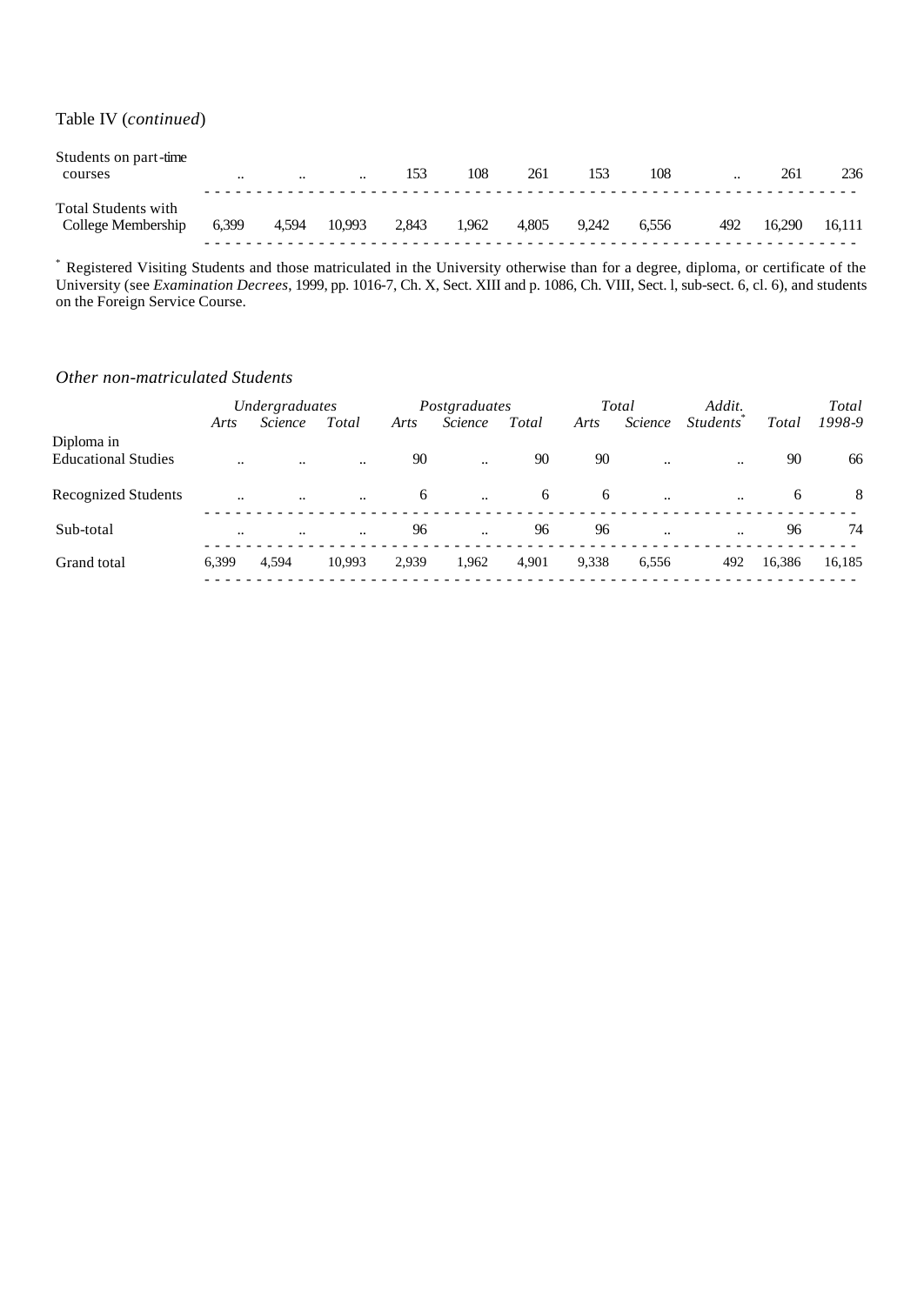Table IV (*continued*)

| | | | | | | | | | | | |
|---|---|---|---|---|---|---|---|---|---|---|---|
| Students on part-time courses | .. | .. | .. | 153 | 108 | 261 | 153 | 108 | .. | 261 | 236 |
| Total Students with College Membership | 6,399 | 4,594 | 10,993 | 2,843 | 1,962 | 4,805 | 9,242 | 6,556 | 492 | 16,290 | 16,111 |

[*] Registered Visiting Students and those matriculated in the University otherwise than for a degree, diploma, or certificate of the University (see *Examination Decrees*, 1999, pp. 1016-7, Ch. X, Sect. XIII and p. 1086, Ch. VIII, Sect. l, sub-sect. 6, cl. 6), and students on the Foreign Service Course.

*Other non-matriculated Students*

| | *Undergraduates* | | | *Postgraduates* | | | *Total* | | *Addit.* | | *Total* |
|---|---|---|---|---|---|---|---|---|---|---|---|
| | *Arts* | *Science* | *Total* | *Arts* | *Science* | *Total* | *Arts* | *Science* | *Students*[*] | *Total* | *1998-9* |
| Diploma in Educational Studies | .. | .. | .. | 90 | .. | 90 | 90 | .. | .. | 90 | 66 |
| Recognized Students | .. | .. | .. | 6 | .. | 6 | 6 | .. | .. | 6 | 8 |
| Sub-total | .. | .. | .. | 96 | .. | 96 | 96 | .. | .. | 96 | 74 |
| Grand total | 6,399 | 4,594 | 10,993 | 2,939 | 1,962 | 4,901 | 9,338 | 6,556 | 492 | 16,386 | 16,185 |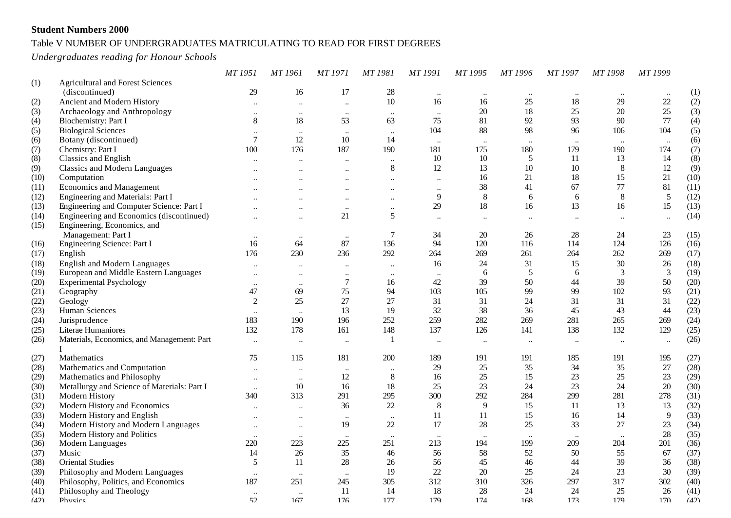**Student Numbers 2000**

Table V NUMBER OF UNDERGRADUATES MATRICULATING TO READ FOR FIRST DEGREES

*Undergraduates reading for Honour Schools*

| | | *MT 1951* | *MT 1961* | *MT 1971* | *MT 1981* | *MT 1991* | *MT 1995* | *MT 1996* | *MT 1997* | *MT 1998* | *MT 1999* | |
|---|---|---|---|---|---|---|---|---|---|---|---|---|
| (1) | Agricultural and Forest Sciences (discontinued) | 29 | 16 | 17 | 28 | .. | .. | .. | .. | .. | .. | (1) |
| (2) | Ancient and Modern History | .. | .. | .. | 10 | 16 | 16 | 25 | 18 | 29 | 22 | (2) |
| (3) | Archaeology and Anthropology | .. | .. | .. | .. | .. | 20 | 18 | 25 | 20 | 25 | (3) |
| (4) | Biochemistry: Part I | 8 | 18 | 53 | 63 | 75 | 81 | 92 | 93 | 90 | 77 | (4) |
| (5) | Biological Sciences | .. | .. | .. | .. | 104 | 88 | 98 | 96 | 106 | 104 | (5) |
| (6) | Botany (discontinued) | 7 | 12 | 10 | 14 | .. | .. | .. | .. | .. | .. | (6) |
| (7) | Chemistry: Part I | 100 | 176 | 187 | 190 | 181 | 175 | 180 | 179 | 190 | 174 | (7) |
| (8) | Classics and English | .. | .. | .. | .. | 10 | 10 | 5 | 11 | 13 | 14 | (8) |
| (9) | Classics and Modern Languages | .. | .. | .. | 8 | 12 | 13 | 10 | 10 | 8 | 12 | (9) |
| (10) | Computation | .. | .. | .. | .. | .. | 16 | 21 | 18 | 15 | 21 | (10) |
| (11) | Economics and Management | .. | .. | .. | .. | .. | 38 | 41 | 67 | 77 | 81 | (11) |
| (12) | Engineering and Materials: Part I | .. | .. | .. | .. | 9 | 8 | 6 | 6 | 8 | 5 | (12) |
| (13) | Engineering and Computer Science: Part I | .. | .. | .. | .. | 29 | 18 | 16 | 13 | 16 | 15 | (13) |
| (14) | Engineering and Economics (discontinued) | .. | .. | 21 | 5 | .. | .. | .. | .. | .. | .. | (14) |
| (15) | Engineering, Economics, and Management: Part I | .. | .. | .. | 7 | 34 | 20 | 26 | 28 | 24 | 23 | (15) |
| (16) | Engineering Science: Part I | 16 | 64 | 87 | 136 | 94 | 120 | 116 | 114 | 124 | 126 | (16) |
| (17) | English | 176 | 230 | 236 | 292 | 264 | 269 | 261 | 264 | 262 | 269 | (17) |
| (18) | English and Modern Languages | .. | .. | .. | .. | 16 | 24 | 31 | 15 | 30 | 26 | (18) |
| (19) | European and Middle Eastern Languages | .. | .. | .. | .. | .. | 6 | 5 | 6 | 3 | 3 | (19) |
| (20) | Experimental Psychology | .. | .. | 7 | 16 | 42 | 39 | 50 | 44 | 39 | 50 | (20) |
| (21) | Geography | 47 | 69 | 75 | 94 | 103 | 105 | 99 | 99 | 102 | 93 | (21) |
| (22) | Geology | 2 | 25 | 27 | 27 | 31 | 31 | 24 | 31 | 31 | 31 | (22) |
| (23) | Human Sciences | .. | .. | 13 | 19 | 32 | 38 | 36 | 45 | 43 | 44 | (23) |
| (24) | Jurisprudence | 183 | 190 | 196 | 252 | 259 | 282 | 269 | 281 | 265 | 269 | (24) |
| (25) | Literae Humaniores | 132 | 178 | 161 | 148 | 137 | 126 | 141 | 138 | 132 | 129 | (25) |
| (26) | Materials, Economics, and Management: Part I | .. | .. | .. | 1 | .. | .. | .. | .. | .. | .. | (26) |
| (27) | Mathematics | 75 | 115 | 181 | 200 | 189 | 191 | 191 | 185 | 191 | 195 | (27) |
| (28) | Mathematics and Computation | .. | .. | .. | .. | 29 | 25 | 35 | 34 | 35 | 27 | (28) |
| (29) | Mathematics and Philosophy | .. | .. | 12 | 8 | 16 | 25 | 15 | 23 | 25 | 23 | (29) |
| (30) | Metallurgy and Science of Materials: Part I | .. | 10 | 16 | 18 | 25 | 23 | 24 | 23 | 24 | 20 | (30) |
| (31) | Modern History | 340 | 313 | 291 | 295 | 300 | 292 | 284 | 299 | 281 | 278 | (31) |
| (32) | Modern History and Economics | .. | .. | 36 | 22 | 8 | 9 | 15 | 11 | 13 | 13 | (32) |
| (33) | Modern History and English | .. | .. | .. | .. | 11 | 11 | 15 | 16 | 14 | 9 | (33) |
| (34) | Modern History and Modern Languages | .. | .. | 19 | 22 | 17 | 28 | 25 | 33 | 27 | 23 | (34) |
| (35) | Modern History and Politics | .. | .. | .. | .. | .. | .. | .. | .. | .. | 28 | (35) |
| (36) | Modern Languages | 220 | 223 | 225 | 251 | 213 | 194 | 199 | 209 | 204 | 201 | (36) |
| (37) | Music | 14 | 26 | 35 | 46 | 56 | 58 | 52 | 50 | 55 | 67 | (37) |
| (38) | Oriental Studies | 5 | 11 | 28 | 26 | 56 | 45 | 46 | 44 | 39 | 36 | (38) |
| (39) | Philosophy and Modern Languages | .. | .. | .. | 19 | 22 | 20 | 25 | 24 | 23 | 30 | (39) |
| (40) | Philosophy, Politics, and Economics | 187 | 251 | 245 | 305 | 312 | 310 | 326 | 297 | 317 | 302 | (40) |
| (41) | Philosophy and Theology | .. | .. | 11 | 14 | 18 | 28 | 24 | 24 | 25 | 26 | (41) |
| (42) | Physics | 52 | 167 | 176 | 177 | 179 | 174 | 168 | 173 | 179 | 170 | (42) |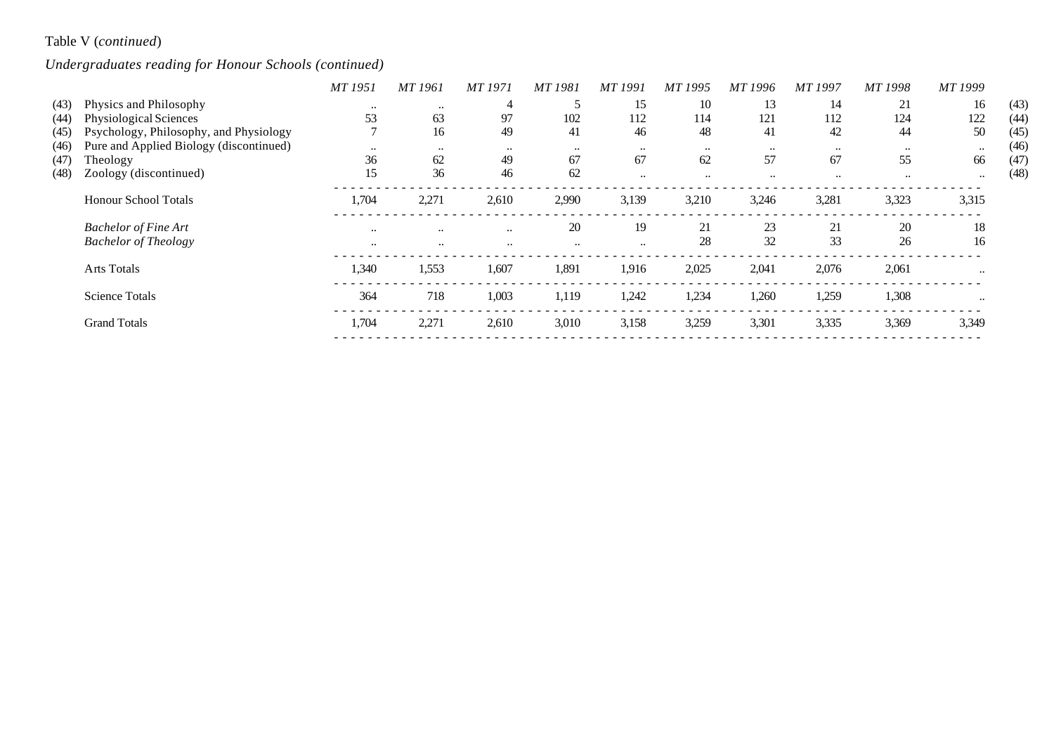Table V (*continued*)

*Undergraduates reading for Honour Schools (continued)*

| | | *MT 1951* | *MT 1961* | *MT 1971* | *MT 1981* | *MT 1991* | *MT 1995* | *MT 1996* | *MT 1997* | *MT 1998* | *MT 1999* | |
|---|---|---|---|---|---|---|---|---|---|---|---|---|
| (43) | Physics and Philosophy | .. | .. | 4 | 5 | 15 | 10 | 13 | 14 | 21 | 16 | (43) |
| (44) | Physiological Sciences | 53 | 63 | 97 | 102 | 112 | 114 | 121 | 112 | 124 | 122 | (44) |
| (45) | Psychology, Philosophy, and Physiology | 7 | 16 | 49 | 41 | 46 | 48 | 41 | 42 | 44 | 50 | (45) |
| (46) | Pure and Applied Biology (discontinued) | .. | .. | .. | .. | .. | .. | .. | .. | .. | .. | (46) |
| (47) | Theology | 36 | 62 | 49 | 67 | 67 | 62 | 57 | 67 | 55 | 66 | (47) |
| (48) | Zoology (discontinued) | 15 | 36 | 46 | 62 | .. | .. | .. | .. | .. | .. | (48) |
| | Honour School Totals | 1,704 | 2,271 | 2,610 | 2,990 | 3,139 | 3,210 | 3,246 | 3,281 | 3,323 | 3,315 | |
| | *Bachelor of Fine Art* | .. | .. | .. | 20 | 19 | 21 | 23 | 21 | 20 | 18 | |
| | *Bachelor of Theology* | .. | .. | .. | .. | .. | 28 | 32 | 33 | 26 | 16 | |
| | Arts Totals | 1,340 | 1,553 | 1,607 | 1,891 | 1,916 | 2,025 | 2,041 | 2,076 | 2,061 | .. | |
| | Science Totals | 364 | 718 | 1,003 | 1,119 | 1,242 | 1,234 | 1,260 | 1,259 | 1,308 | .. | |
| | Grand Totals | 1,704 | 2,271 | 2,610 | 3,010 | 3,158 | 3,259 | 3,301 | 3,335 | 3,369 | 3,349 | |